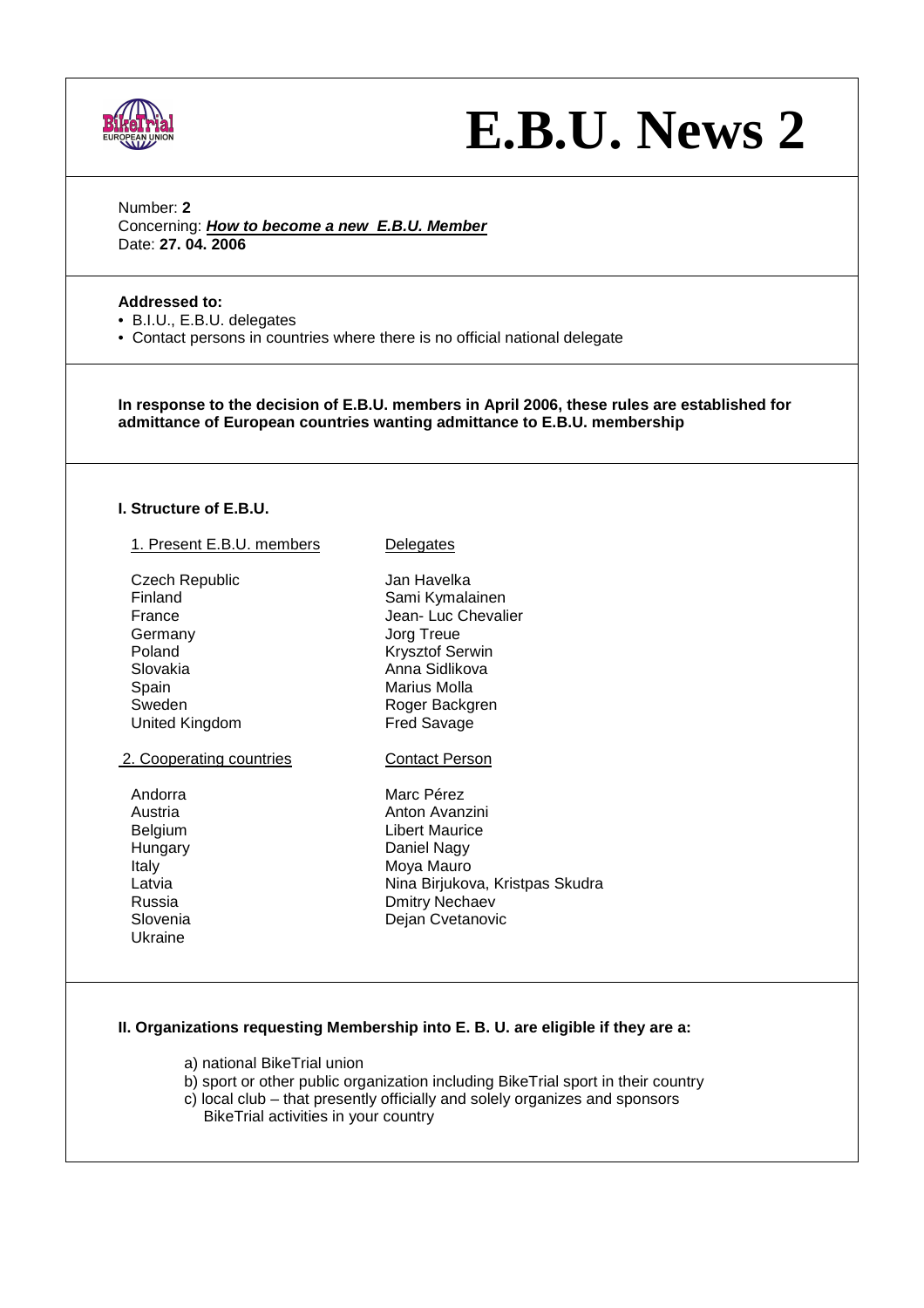# E.B.U. News 2

Number: **2**
Concerning: ***How to become a new E.B.U. Member***
Date: **27. 04. 2006**

**Addressed to:**

- B.I.U., E.B.U. delegates
- Contact persons in countries where there is no official national delegate

**In response to the decision of E.B.U. members in April 2006, these rules are established for admittance of European countries wanting admittance to E.B.U. membership**

**I. Structure of E.B.U.**

| 1. Present E.B.U. members | Delegates |
| --- | --- |
| Czech Republic | Jan Havelka |
| Finland | Sami Kymalainen |
| France | Jean- Luc Chevalier |
| Germany | Jorg Treue |
| Poland | Krysztof Serwin |
| Slovakia | Anna Sidlikova |
| Spain | Marius Molla |
| Sweden | Roger Backgren |
| United Kingdom | Fred Savage |

| 2. Cooperating countries | Contact Person |
| --- | --- |
| Andorra | Marc Pérez |
| Austria | Anton Avanzini |
| Belgium | Libert Maurice |
| Hungary | Daniel Nagy |
| Italy | Moya Mauro |
| Latvia | Nina Birjukova, Kristpas Skudra |
| Russia | Dmitry Nechaev |
| Slovenia | Dejan Cvetanovic |
| Ukraine | |

**II. Organizations requesting Membership into E. B. U. are eligible if they are a:**

a) national BikeTrial union
b) sport or other public organization including BikeTrial sport in their country
c) local club – that presently officially and solely organizes and sponsors BikeTrial activities in your country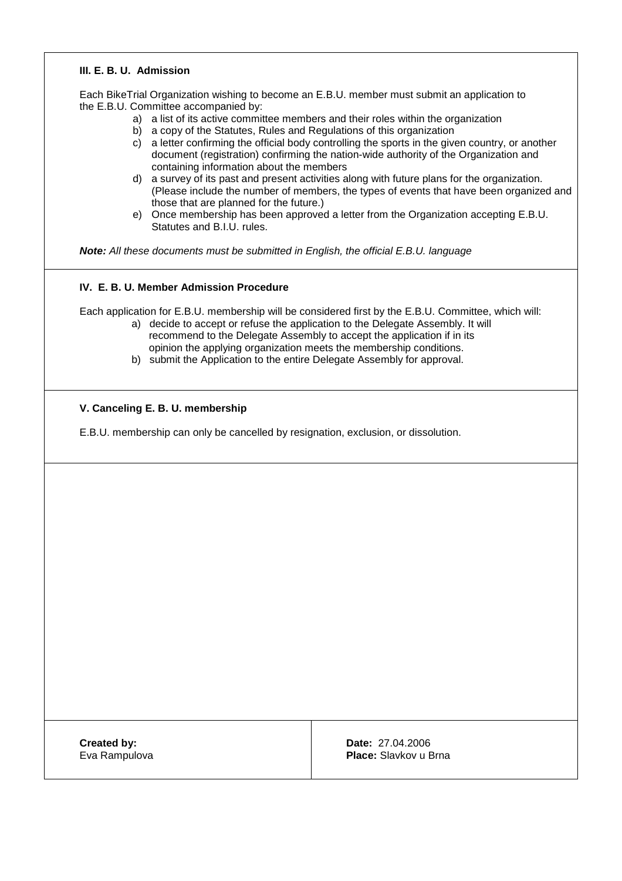### III. E. B. U. Admission

Each BikeTrial Organization wishing to become an E.B.U. member must submit an application to the E.B.U. Committee accompanied by:

a) a list of its active committee members and their roles within the organization
b) a copy of the Statutes, Rules and Regulations of this organization
c) a letter confirming the official body controlling the sports in the given country, or another document (registration) confirming the nation-wide authority of the Organization and containing information about the members
d) a survey of its past and present activities along with future plans for the organization. (Please include the number of members, the types of events that have been organized and those that are planned for the future.)
e) Once membership has been approved a letter from the Organization accepting E.B.U. Statutes and B.I.U. rules.

***Note:*** *All these documents must be submitted in English, the official E.B.U. language*

### IV. E. B. U. Member Admission Procedure

Each application for E.B.U. membership will be considered first by the E.B.U. Committee, which will:

a) decide to accept or refuse the application to the Delegate Assembly. It will recommend to the Delegate Assembly to accept the application if in its opinion the applying organization meets the membership conditions.
b) submit the Application to the entire Delegate Assembly for approval.

### V. Canceling E. B. U. membership

E.B.U. membership can only be cancelled by resignation, exclusion, or dissolution.

| | |
|---|---|
| **Created by:** Eva Rampulova | **Date:** 27.04.2006 **Place:** Slavkov u Brna |